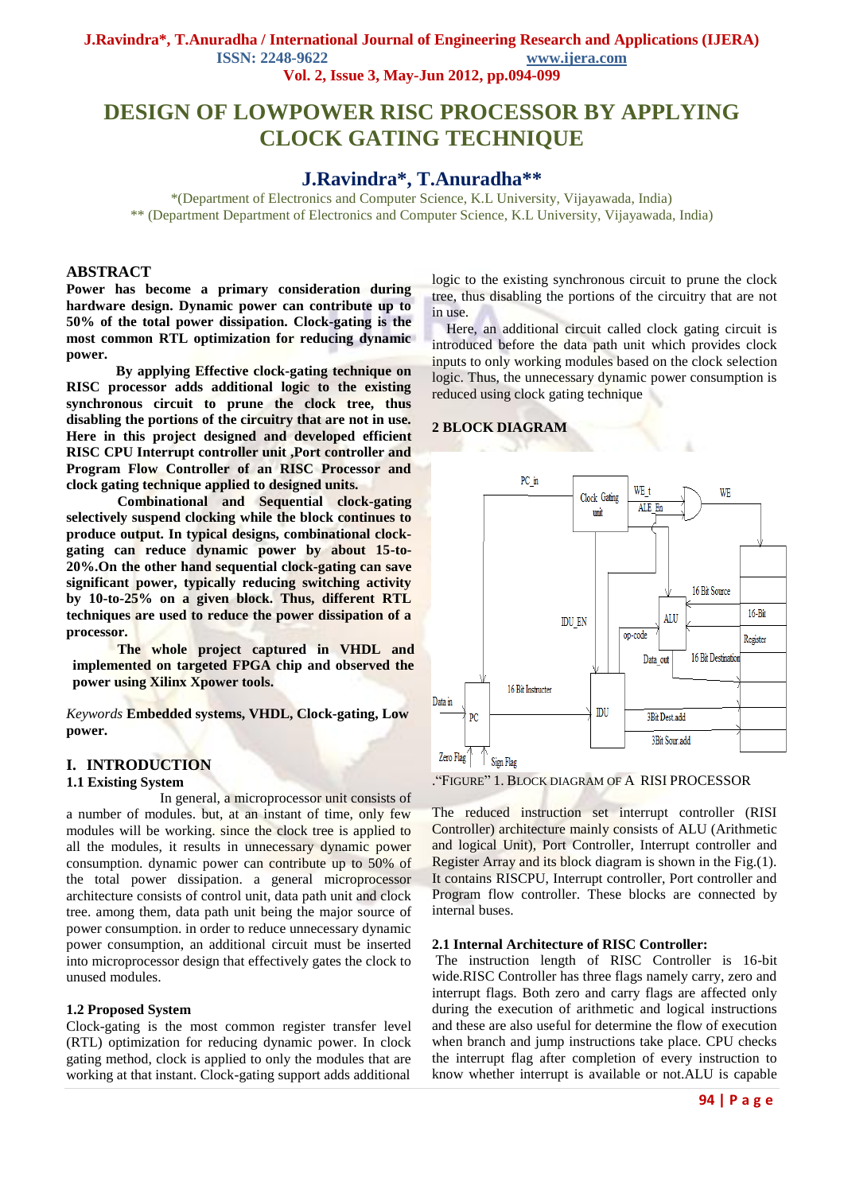# DESIGN OF LOWPOWER RISC PROCESSOR BY APPLYING CLOCK GATING TECHNIQUE

## J.Ravindra*, T.Anuradha**

*(Department of Electronics and Computer Science, K.L University, Vijayawada, India)
** (Department Department of Electronics and Computer Science, K.L University, Vijayawada, India)

## ABSTRACT

**Power has become a primary consideration during hardware design. Dynamic power can contribute up to 50% of the total power dissipation. Clock-gating is the most common RTL optimization for reducing dynamic power.**

**By applying Effective clock-gating technique on RISC processor adds additional logic to the existing synchronous circuit to prune the clock tree, thus disabling the portions of the circuitry that are not in use. Here in this project designed and developed efficient RISC CPU Interrupt controller unit ,Port controller and Program Flow Controller of an RISC Processor and clock gating technique applied to designed units.**

**Combinational and Sequential clock-gating selectively suspend clocking while the block continues to produce output. In typical designs, combinational clock-gating can reduce dynamic power by about 15-to-20%.On the other hand sequential clock-gating can save significant power, typically reducing switching activity by 10-to-25% on a given block. Thus, different RTL techniques are used to reduce the power dissipation of a processor.**

**The whole project captured in VHDL and implemented on targeted FPGA chip and observed the power using Xilinx Xpower tools.**

*Keywords* **Embedded systems, VHDL, Clock-gating, Low power.**

## I. INTRODUCTION

### 1.1 Existing System

In general, a microprocessor unit consists of a number of modules. but, at an instant of time, only few modules will be working. since the clock tree is applied to all the modules, it results in unnecessary dynamic power consumption. dynamic power can contribute up to 50% of the total power dissipation. a general microprocessor architecture consists of control unit, data path unit and clock tree. among them, data path unit being the major source of power consumption. in order to reduce unnecessary dynamic power consumption, an additional circuit must be inserted into microprocessor design that effectively gates the clock to unused modules.

### 1.2 Proposed System

Clock-gating is the most common register transfer level (RTL) optimization for reducing dynamic power. In clock gating method, clock is applied to only the modules that are working at that instant. Clock-gating support adds additional logic to the existing synchronous circuit to prune the clock tree, thus disabling the portions of the circuitry that are not in use.

Here, an additional circuit called clock gating circuit is introduced before the data path unit which provides clock inputs to only working modules based on the clock selection logic. Thus, the unnecessary dynamic power consumption is reduced using clock gating technique

## 2 BLOCK DIAGRAM

."FIGURE" 1. BLOCK DIAGRAM OF A RISI PROCESSOR

The reduced instruction set interrupt controller (RISI Controller) architecture mainly consists of ALU (Arithmetic and logical Unit), Port Controller, Interrupt controller and Register Array and its block diagram is shown in the Fig.(1). It contains RISCPU, Interrupt controller, Port controller and Program flow controller. These blocks are connected by internal buses.

### 2.1 Internal Architecture of RISC Controller:

The instruction length of RISC Controller is 16-bit wide.RISC Controller has three flags namely carry, zero and interrupt flags. Both zero and carry flags are affected only during the execution of arithmetic and logical instructions and these are also useful for determine the flow of execution when branch and jump instructions take place. CPU checks the interrupt flag after completion of every instruction to know whether interrupt is available or not.ALU is capable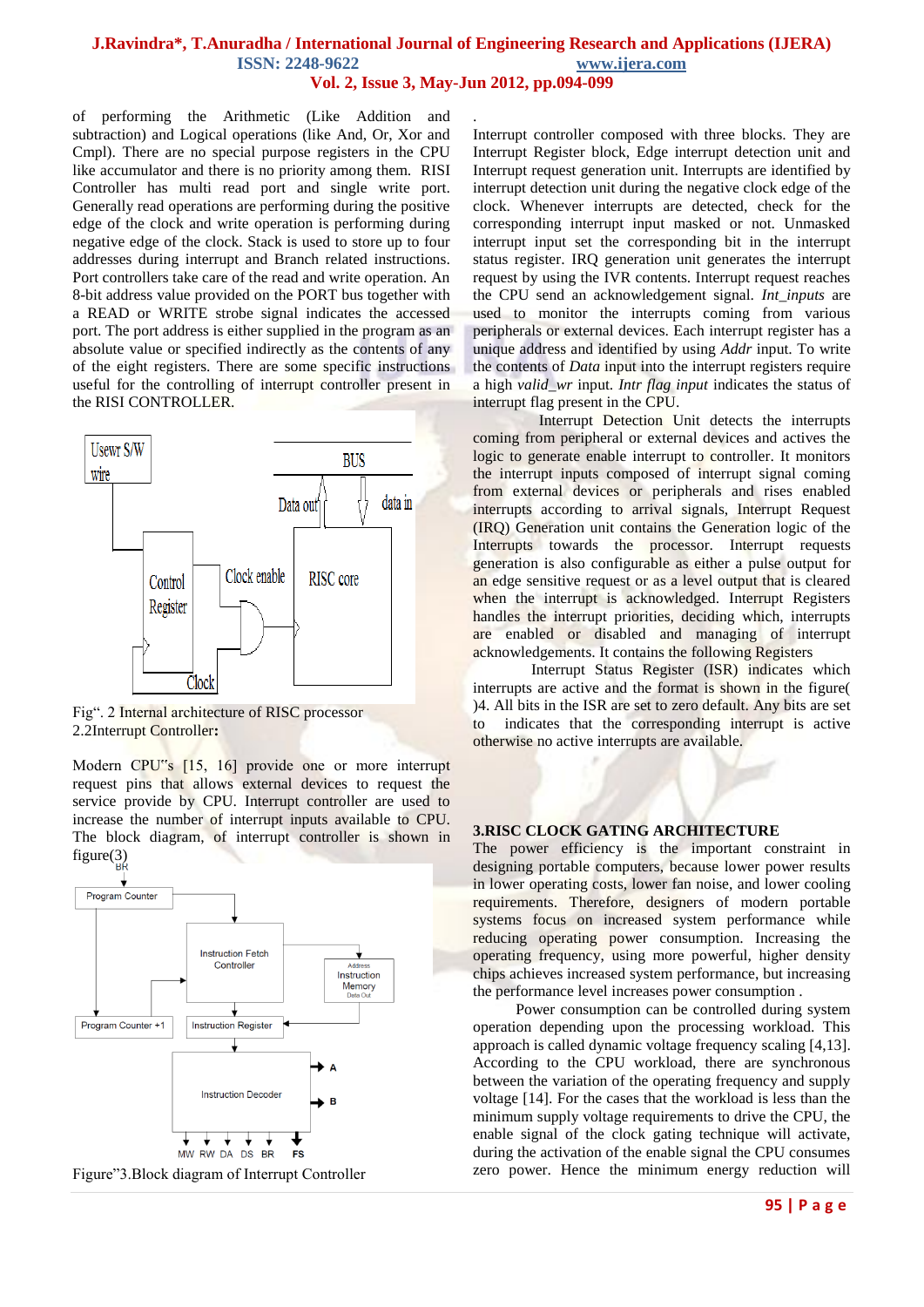of performing the Arithmetic (Like Addition and subtraction) and Logical operations (like And, Or, Xor and Cmpl). There are no special purpose registers in the CPU like accumulator and there is no priority among them. RISI Controller has multi read port and single write port. Generally read operations are performing during the positive edge of the clock and write operation is performing during negative edge of the clock. Stack is used to store up to four addresses during interrupt and Branch related instructions. Port controllers take care of the read and write operation. An 8-bit address value provided on the PORT bus together with a READ or WRITE strobe signal indicates the accessed port. The port address is either supplied in the program as an absolute value or specified indirectly as the contents of any of the eight registers. There are some specific instructions useful for the controlling of interrupt controller present in the RISI CONTROLLER.

Fig". 2 Internal architecture of RISC processor

**2.2Interrupt Controller:**

Modern CPU"s [15, 16] provide one or more interrupt request pins that allows external devices to request the service provide by CPU. Interrupt controller are used to increase the number of interrupt inputs available to CPU. The block diagram, of interrupt controller is shown in figure(3)

Figure"3.Block diagram of Interrupt Controller

Interrupt controller composed with three blocks. They are Interrupt Register block, Edge interrupt detection unit and Interrupt request generation unit. Interrupts are identified by interrupt detection unit during the negative clock edge of the clock. Whenever interrupts are detected, check for the corresponding interrupt input masked or not. Unmasked interrupt input set the corresponding bit in the interrupt status register. IRQ generation unit generates the interrupt request by using the IVR contents. Interrupt request reaches the CPU send an acknowledgement signal. *Int_inputs* are used to monitor the interrupts coming from various peripherals or external devices. Each interrupt register has a unique address and identified by using *Addr* input. To write the contents of *Data* input into the interrupt registers require a high *valid_wr* input. *Intr flag input* indicates the status of interrupt flag present in the CPU.

Interrupt Detection Unit detects the interrupts coming from peripheral or external devices and actives the logic to generate enable interrupt to controller. It monitors the interrupt inputs composed of interrupt signal coming from external devices or peripherals and rises enabled interrupts according to arrival signals, Interrupt Request (IRQ) Generation unit contains the Generation logic of the Interrupts towards the processor. Interrupt requests generation is also configurable as either a pulse output for an edge sensitive request or as a level output that is cleared when the interrupt is acknowledged. Interrupt Registers handles the interrupt priorities, deciding which, interrupts are enabled or disabled and managing of interrupt acknowledgements. It contains the following Registers

Interrupt Status Register (ISR) indicates which interrupts are active and the format is shown in the figure( )4. All bits in the ISR are set to zero default. Any bits are set to indicates that the corresponding interrupt is active otherwise no active interrupts are available.

## 3.RISC CLOCK GATING ARCHITECTURE

The power efficiency is the important constraint in designing portable computers, because lower power results in lower operating costs, lower fan noise, and lower cooling requirements. Therefore, designers of modern portable systems focus on increased system performance while reducing operating power consumption. Increasing the operating frequency, using more powerful, higher density chips achieves increased system performance, but increasing the performance level increases power consumption .

Power consumption can be controlled during system operation depending upon the processing workload. This approach is called dynamic voltage frequency scaling [4,13]. According to the CPU workload, there are synchronous between the variation of the operating frequency and supply voltage [14]. For the cases that the workload is less than the minimum supply voltage requirements to drive the CPU, the enable signal of the clock gating technique will activate, during the activation of the enable signal the CPU consumes zero power. Hence the minimum energy reduction will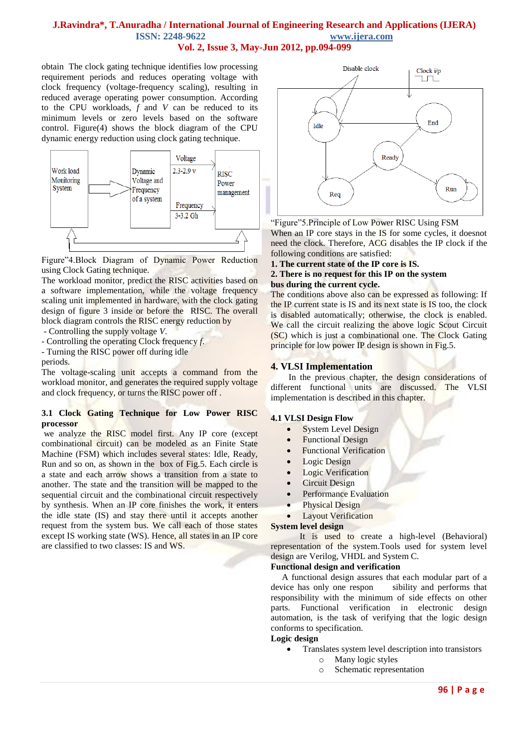obtain The clock gating technique identifies low processing requirement periods and reduces operating voltage with clock frequency (voltage-frequency scaling), resulting in reduced average operating power consumption. According to the CPU workloads, *f* and *V* can be reduced to its minimum levels or zero levels based on the software control. Figure(4) shows the block diagram of the CPU dynamic energy reduction using clock gating technique.

Figure"4.Block Diagram of Dynamic Power Reduction using Clock Gating technique.

The workload monitor, predict the RISC activities based on a software implementation, while the voltage frequency scaling unit implemented in hardware, with the clock gating design of figure 3 inside or before the RISC. The overall block diagram controls the RISC energy reduction by

- Controlling the supply voltage *V*.
- Controlling the operating Clock frequency *f*.
- Turning the RISC power off during idle periods.

The voltage-scaling unit accepts a command from the workload monitor, and generates the required supply voltage and clock frequency, or turns the RISC power off .

### 3.1 Clock Gating Technique for Low Power RISC processor

we analyze the RISC model first. Any IP core (except combinational circuit) can be modeled as an Finite State Machine (FSM) which includes several states: Idle, Ready, Run and so on, as shown in the box of Fig.5. Each circle is a state and each arrow shows a transition from a state to another. The state and the transition will be mapped to the sequential circuit and the combinational circuit respectively by synthesis. When an IP core finishes the work, it enters the idle state (IS) and stay there until it accepts another request from the system bus. We call each of those states except IS working state (WS). Hence, all states in an IP core are classified to two classes: IS and WS.

"Figure"5.Principle of Low Power RISC Using FSM

When an IP core stays in the IS for some cycles, it doesnot need the clock. Therefore, ACG disables the IP clock if the following conditions are satisfied:

**1. The current state of the IP core is IS.**

**2. There is no request for this IP on the system bus during the current cycle.**

The conditions above also can be expressed as following: If the IP current state is IS and its next state is IS too, the clock is disabled automatically; otherwise, the clock is enabled. We call the circuit realizing the above logic Scout Circuit (SC) which is just a combinational one. The Clock Gating principle for low power IP design is shown in Fig.5.

## 4. VLSI Implementation

In the previous chapter, the design considerations of different functional units are discussed. The VLSI implementation is described in this chapter.

### 4.1 VLSI Design Flow

- System Level Design
- Functional Design
- Functional Verification
- Logic Design
- Logic Verification
- Circuit Design
- Performance Evaluation
- Physical Design
- Layout Verification

**System level design**

It is used to create a high-level (Behavioral) representation of the system.Tools used for system level design are Verilog, VHDL and System C.

**Functional design and verification**

A functional design assures that each modular part of a device has only one respon sibility and performs that responsibility with the minimum of side effects on other parts. Functional verification in electronic design automation, is the task of verifying that the logic design conforms to specification.

**Logic design**

- Translates system level description into transistors
  - Many logic styles
  - Schematic representation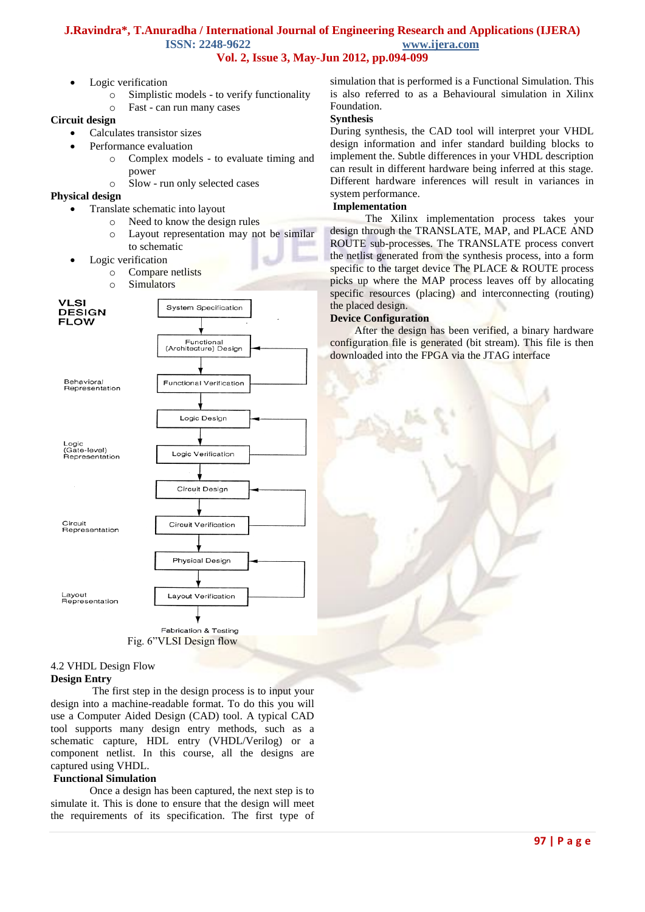- Logic verification
    - Simplistic models - to verify functionality
    - Fast - can run many cases

**Circuit design**

- Calculates transistor sizes
- Performance evaluation
    - Complex models - to evaluate timing and power
    - Slow - run only selected cases

**Physical design**

- Translate schematic into layout
    - Need to know the design rules
    - Layout representation may not be similar to schematic
- Logic verification
    - Compare netlists
    - Simulators

VLSI DESIGN FLOW

| Representation | Step |
|---|---|
| | System Specification |
| | Functional (Architecture) Design |
| Behavioral Representation | Functional Verification |
| | Logic Design |
| Logic (Gate-level) Representation | Logic Verification |
| | Circuit Design |
| Circuit Representation | Circuit Verification |
| | Physical Design |
| Layout Representation | Layout Verification |
| | Fabrication & Testing |

Fig. 6"VLSI Design flow

4.2 VHDL Design Flow

**Design Entry**

The first step in the design process is to input your design into a machine-readable format. To do this you will use a Computer Aided Design (CAD) tool. A typical CAD tool supports many design entry methods, such as a schematic capture, HDL entry (VHDL/Verilog) or a component netlist. In this course, all the designs are captured using VHDL.

**Functional Simulation**

Once a design has been captured, the next step is to simulate it. This is done to ensure that the design will meet the requirements of its specification. The first type of simulation that is performed is a Functional Simulation. This is also referred to as a Behavioural simulation in Xilinx Foundation.

**Synthesis**

During synthesis, the CAD tool will interpret your VHDL design information and infer standard building blocks to implement the design. Subtle differences in your VHDL description can result in different hardware being inferred at this stage. Different hardware inferences will result in variances in system performance.

**Implementation**

The Xilinx implementation process takes your design through the TRANSLATE, MAP, and PLACE AND ROUTE sub-processes. The TRANSLATE process convert the netlist generated from the synthesis process, into a form specific to the target device The PLACE & ROUTE process picks up where the MAP process leaves off by allocating specific resources (placing) and interconnecting (routing) the placed design.

**Device Configuration**

After the design has been verified, a binary hardware configuration file is generated (bit stream). This file is then downloaded into the FPGA via the JTAG interface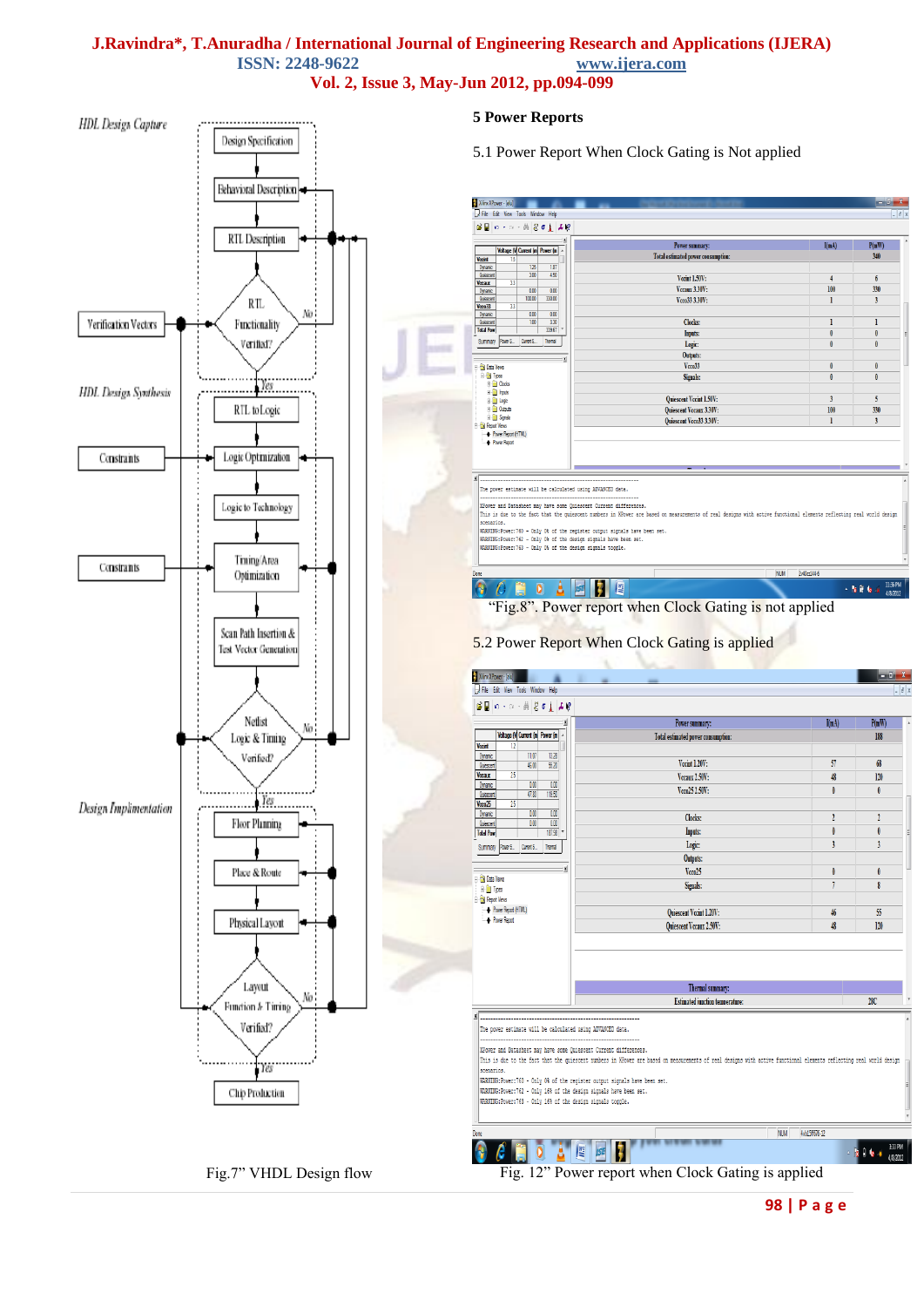Fig.7" VHDL Design flow

## 5 Power Reports

### 5.1 Power Report When Clock Gating is Not applied

"Fig.8". Power report when Clock Gating is not applied

### 5.2 Power Report When Clock Gating is applied

Fig. 12" Power report when Clock Gating is applied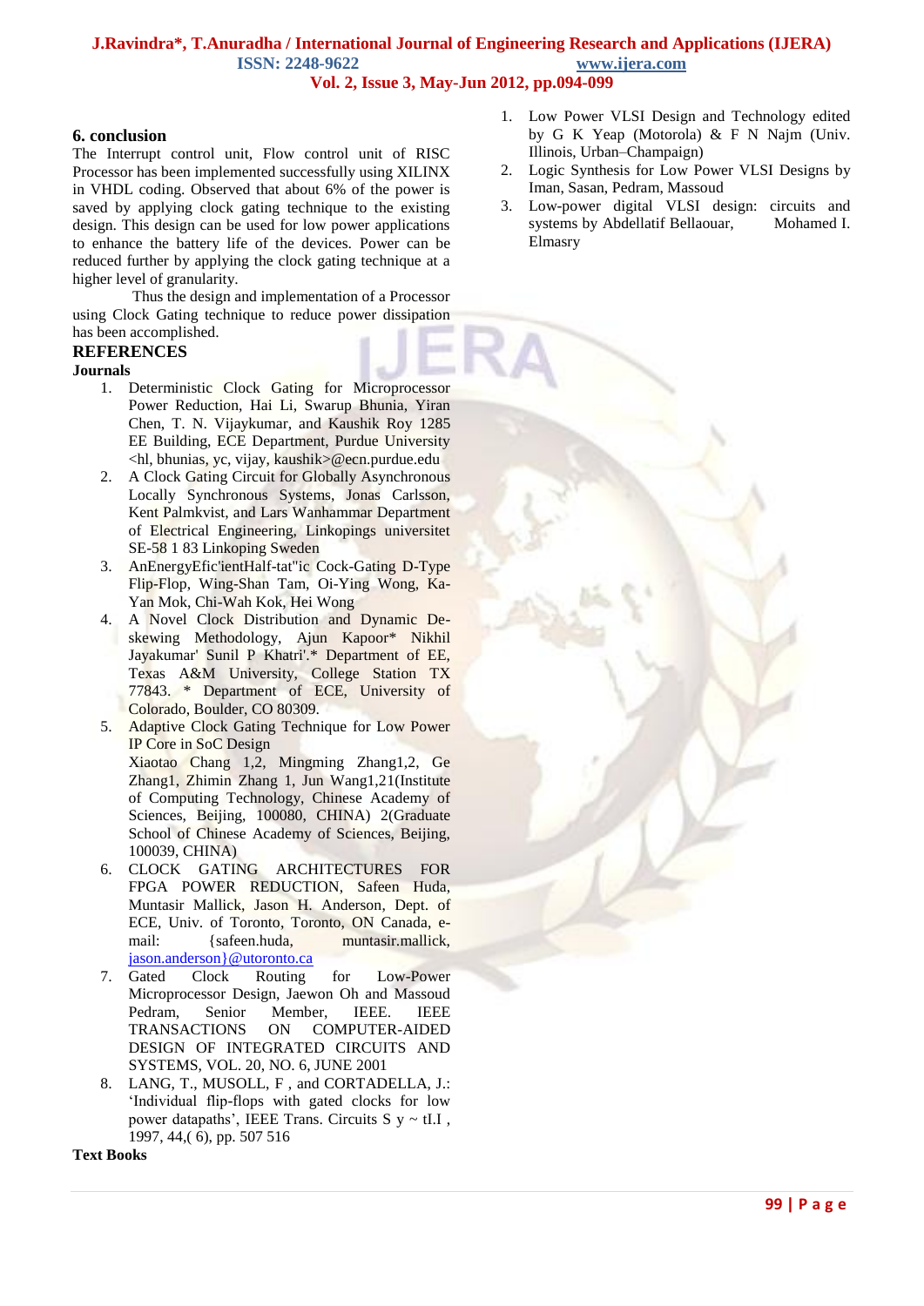## 6. conclusion

The Interrupt control unit, Flow control unit of RISC Processor has been implemented successfully using XILINX in VHDL coding. Observed that about 6% of the power is saved by applying clock gating technique to the existing design. This design can be used for low power applications to enhance the battery life of the devices. Power can be reduced further by applying the clock gating technique at a higher level of granularity.

Thus the design and implementation of a Processor using Clock Gating technique to reduce power dissipation has been accomplished.

## REFERENCES

### Journals

1. Deterministic Clock Gating for Microprocessor Power Reduction, Hai Li, Swarup Bhunia, Yiran Chen, T. N. Vijaykumar, and Kaushik Roy 1285 EE Building, ECE Department, Purdue University <hl, bhunias, yc, vijay, kaushik>@ecn.purdue.edu
2. A Clock Gating Circuit for Globally Asynchronous Locally Synchronous Systems, Jonas Carlsson, Kent Palmkvist, and Lars Wanhammar Department of Electrical Engineering, Linkopings universitet SE-58 1 83 Linkoping Sweden
3. AnEnergyEfic'ientHalf-tat"ic Cock-Gating D-Type Flip-Flop, Wing-Shan Tam, Oi-Ying Wong, Ka-Yan Mok, Chi-Wah Kok, Hei Wong
4. A Novel Clock Distribution and Dynamic De-skewing Methodology, Ajun Kapoor* Nikhil Jayakumar' Sunil P Khatri'.* Department of EE, Texas A&M University, College Station TX 77843. * Department of ECE, University of Colorado, Boulder, CO 80309.
5. Adaptive Clock Gating Technique for Low Power IP Core in SoC Design
   Xiaotao Chang 1,2, Mingming Zhang1,2, Ge Zhang1, Zhimin Zhang 1, Jun Wang1,21(Institute of Computing Technology, Chinese Academy of Sciences, Beijing, 100080, CHINA) 2(Graduate School of Chinese Academy of Sciences, Beijing, 100039, CHINA)
6. CLOCK GATING ARCHITECTURES FOR FPGA POWER REDUCTION, Safeen Huda, Muntasir Mallick, Jason H. Anderson, Dept. of ECE, Univ. of Toronto, Toronto, ON Canada, e-mail: {safeen.huda, muntasir.mallick, jason.anderson}@utoronto.ca
7. Gated Clock Routing for Low-Power Microprocessor Design, Jaewon Oh and Massoud Pedram, Senior Member, IEEE. IEEE TRANSACTIONS ON COMPUTER-AIDED DESIGN OF INTEGRATED CIRCUITS AND SYSTEMS, VOL. 20, NO. 6, JUNE 2001
8. LANG, T., MUSOLL, F , and CORTADELLA, J.: 'Individual flip-flops with gated clocks for low power datapaths', IEEE Trans. Circuits S y ~ tI.I , 1997, 44,( 6), pp. 507 516

### Text Books

1. Low Power VLSI Design and Technology edited by G K Yeap (Motorola) & F N Najm (Univ. Illinois, Urban–Champaign)
2. Logic Synthesis for Low Power VLSI Designs by Iman, Sasan, Pedram, Massoud
3. Low-power digital VLSI design: circuits and systems by Abdellatif Bellaouar, Mohamed I. Elmasry